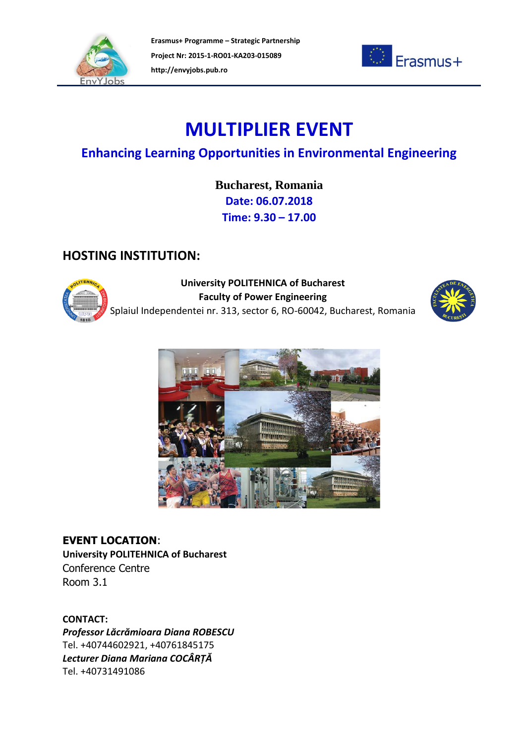Erasmus+ Programme – Strategic Partnership
Project Nr: 2015-1-RO01-KA203-015089
http://envyjobs.pub.ro

# MULTIPLIER EVENT

## Enhancing Learning Opportunities in Environmental Engineering

**Bucharest, Romania**
**Date: 06.07.2018**
**Time: 9.30 – 17.00**

## HOSTING INSTITUTION:

**University POLITEHNICA of Bucharest**
**Faculty of Power Engineering**
Splaiul Independentei nr. 313, sector 6, RO-60042, Bucharest, Romania

**EVENT LOCATION**:
**University POLITEHNICA of Bucharest**
Conference Centre
Room 3.1

**CONTACT:**
***Professor Lăcrămioara Diana ROBESCU***
Tel. +40744602921, +40761845175
***Lecturer Diana Mariana COCÂRȚĂ***
Tel. +40731491086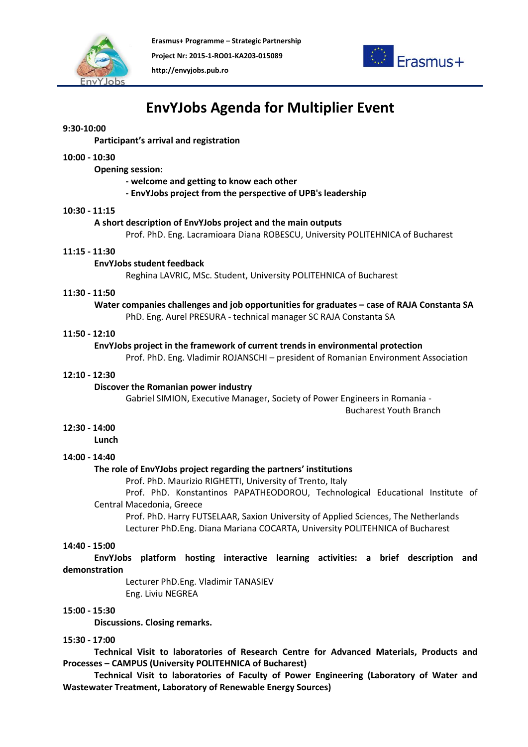Erasmus+ Programme – Strategic Partnership

Project Nr: 2015-1-RO01-KA203-015089

http://envyjobs.pub.ro

# EnvYJobs Agenda for Multiplier Event

**9:30-10:00**

**Participant's arrival and registration**

**10:00 - 10:30**

**Opening session:**

- **welcome and getting to know each other**
- **EnvYJobs project from the perspective of UPB's leadership**

**10:30 - 11:15**

**A short description of EnvYJobs project and the main outputs**

Prof. PhD. Eng. Lacramioara Diana ROBESCU, University POLITEHNICA of Bucharest

**11:15 - 11:30**

**EnvYJobs student feedback**

Reghina LAVRIC, MSc. Student, University POLITEHNICA of Bucharest

**11:30 - 11:50**

**Water companies challenges and job opportunities for graduates – case of RAJA Constanta SA**

PhD. Eng. Aurel PRESURA - technical manager SC RAJA Constanta SA

**11:50 - 12:10**

**EnvYJobs project in the framework of current trends in environmental protection**

Prof. PhD. Eng. Vladimir ROJANSCHI – president of Romanian Environment Association

**12:10 - 12:30**

**Discover the Romanian power industry**

Gabriel SIMION, Executive Manager, Society of Power Engineers in Romania - Bucharest Youth Branch

**12:30 - 14:00**

**Lunch**

**14:00 - 14:40**

**The role of EnvYJobs project regarding the partners' institutions**

Prof. PhD. Maurizio RIGHETTI, University of Trento, Italy

Prof. PhD. Konstantinos PAPATHEODOROU, Technological Educational Institute of Central Macedonia, Greece

Prof. PhD. Harry FUTSELAAR, Saxion University of Applied Sciences, The Netherlands

Lecturer PhD.Eng. Diana Mariana COCARTA, University POLITEHNICA of Bucharest

**14:40 - 15:00**

**EnvYJobs platform hosting interactive learning activities: a brief description and demonstration**

Lecturer PhD.Eng. Vladimir TANASIEV

Eng. Liviu NEGREA

**15:00 - 15:30**

**Discussions. Closing remarks.**

**15:30 - 17:00**

**Technical Visit to laboratories of Research Centre for Advanced Materials, Products and Processes – CAMPUS (University POLITEHNICA of Bucharest)**

**Technical Visit to laboratories of Faculty of Power Engineering (Laboratory of Water and Wastewater Treatment, Laboratory of Renewable Energy Sources)**